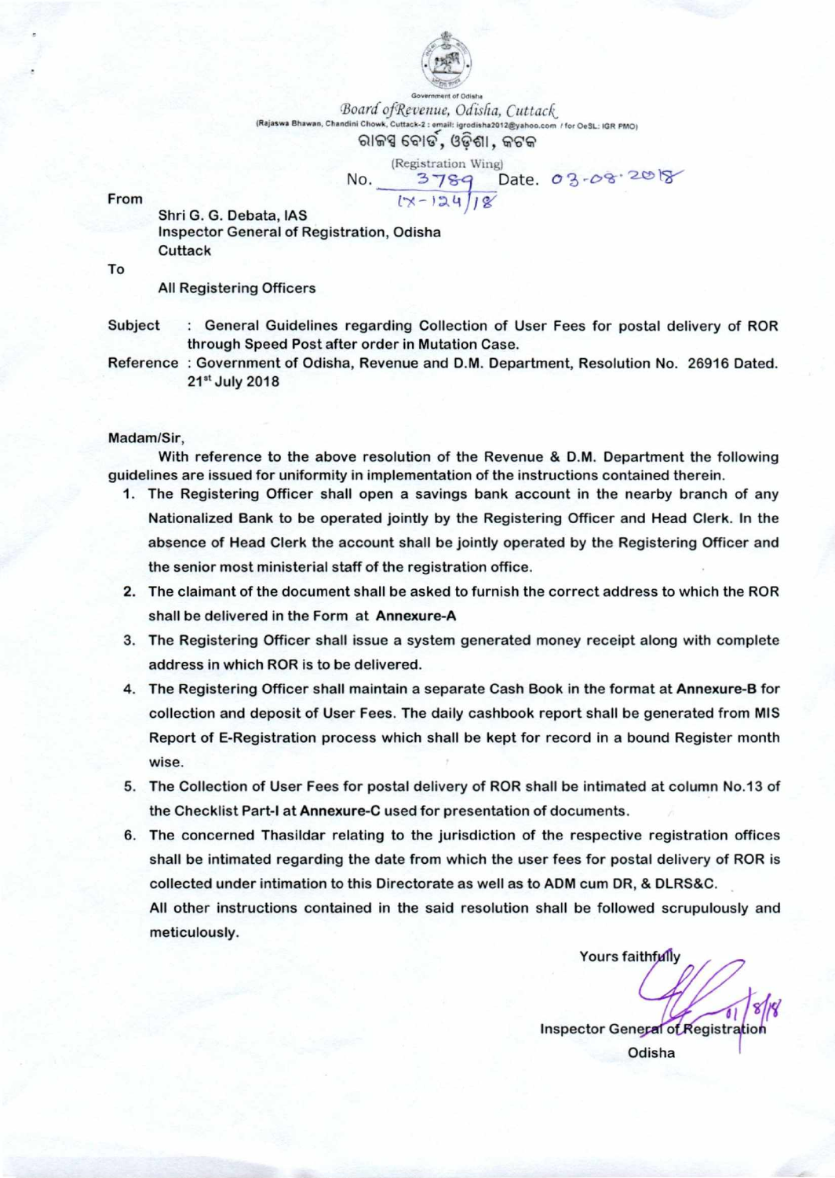Government of Odisha

*Board of Revenue, Odisha, Cuttack*

(Rajaswa Bhawan, Chandini Chowk, Cuttack-2 : email: igrodisha2012@yahoo.com / for OeSL: IGR PMO)

ରାଜସ୍ୱ ବୋର୍ଡ, ଓଡ଼ିଶା, କଟକ

(Registration Wing)

No. 3789 Date. 03-08-2018
IX-124/18

From

Shri G. G. Debata, IAS
Inspector General of Registration, Odisha
Cuttack

To

All Registering Officers

Subject : General Guidelines regarding Collection of User Fees for postal delivery of ROR through Speed Post after order in Mutation Case.

Reference : Government of Odisha, Revenue and D.M. Department, Resolution No. 26916 Dated. 21st July 2018

Madam/Sir,

With reference to the above resolution of the Revenue & D.M. Department the following guidelines are issued for uniformity in implementation of the instructions contained therein.

1. The Registering Officer shall open a savings bank account in the nearby branch of any Nationalized Bank to be operated jointly by the Registering Officer and Head Clerk. In the absence of Head Clerk the account shall be jointly operated by the Registering Officer and the senior most ministerial staff of the registration office.
2. The claimant of the document shall be asked to furnish the correct address to which the ROR shall be delivered in the Form at **Annexure-A**
3. The Registering Officer shall issue a system generated money receipt along with complete address in which ROR is to be delivered.
4. The Registering Officer shall maintain a separate Cash Book in the format at **Annexure-B** for collection and deposit of User Fees. The daily cashbook report shall be generated from MIS Report of E-Registration process which shall be kept for record in a bound Register month wise.
5. The Collection of User Fees for postal delivery of ROR shall be intimated at column No.13 of the Checklist Part-I at **Annexure-C** used for presentation of documents.
6. The concerned Thasildar relating to the jurisdiction of the respective registration offices shall be intimated regarding the date from which the user fees for postal delivery of ROR is collected under intimation to this Directorate as well as to ADM cum DR, & DLRS&C.

All other instructions contained in the said resolution shall be followed scrupulously and meticulously.

Yours faithfully

01/8/18

Inspector General of Registration
Odisha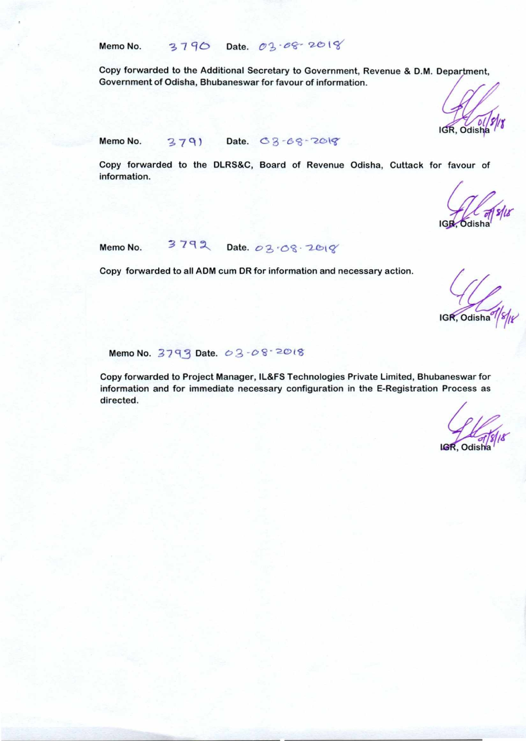Memo No. 3790 Date. 03·08·2018

Copy forwarded to the Additional Secretary to Government, Revenue & D.M. Department, Government of Odisha, Bhubaneswar for favour of information.

IGR, Odisha 01/8/18

Memo No. 3791 Date. 03-08-2018

Copy forwarded to the DLRS&C, Board of Revenue Odisha, Cuttack for favour of information.

IGR, Odisha 01/8/18

Memo No. 3792 Date. 03·08·2018

Copy forwarded to all ADM cum DR for information and necessary action.

IGR, Odisha 01/8/18

Memo No. 3793 Date. 03-08-2018

Copy forwarded to Project Manager, IL&FS Technologies Private Limited, Bhubaneswar for information and for immediate necessary configuration in the E-Registration Process as directed.

IGR, Odisha 01/8/18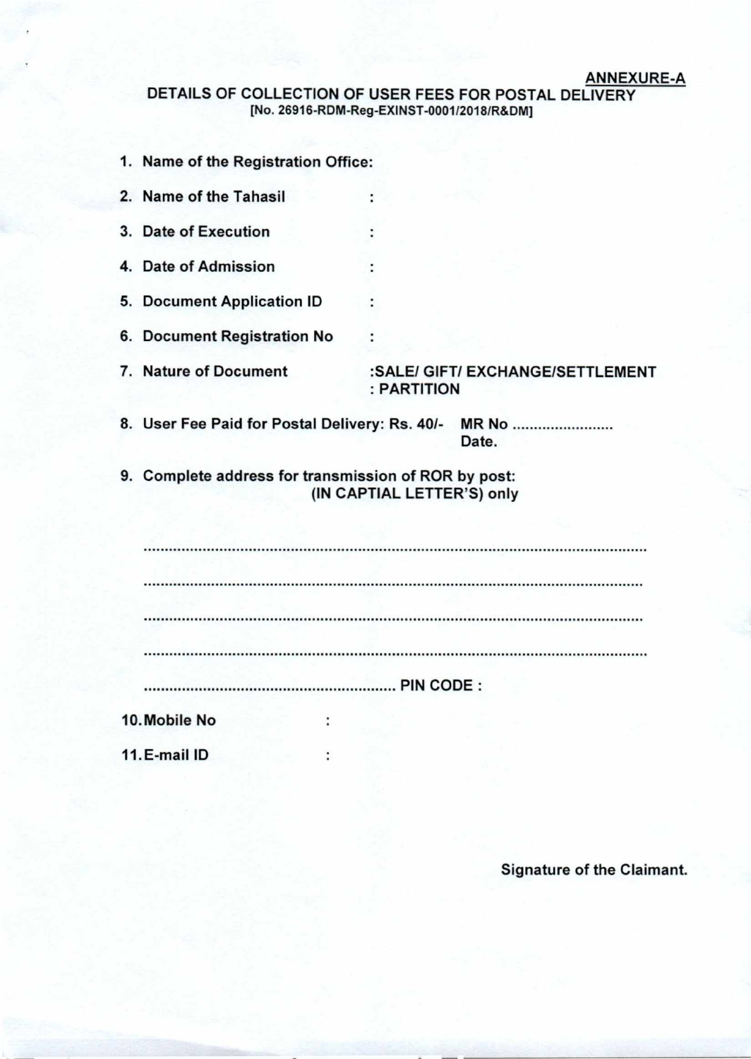**ANNEXURE-A**

**DETAILS OF COLLECTION OF USER FEES FOR POSTAL DELIVERY**
**[No. 26916-RDM-Reg-EXINST-0001/2018/R&DM]**

1. **Name of the Registration Office:**
2. **Name of the Tahasil :**
3. **Date of Execution :**
4. **Date of Admission :**
5. **Document Application ID :**
6. **Document Registration No :**
7. **Nature of Document :SALE/ GIFT/ EXCHANGE/SETTLEMENT : PARTITION**
8. **User Fee Paid for Postal Delivery: Rs. 40/- MR No ........................ Date.**
9. **Complete address for transmission of ROR by post: (IN CAPTIAL LETTER'S) only**

.........................................................................................................................

.........................................................................................................................

.........................................................................................................................

.........................................................................................................................

............................................................ **PIN CODE :**

10. **Mobile No :**
11. **E-mail ID :**

**Signature of the Claimant.**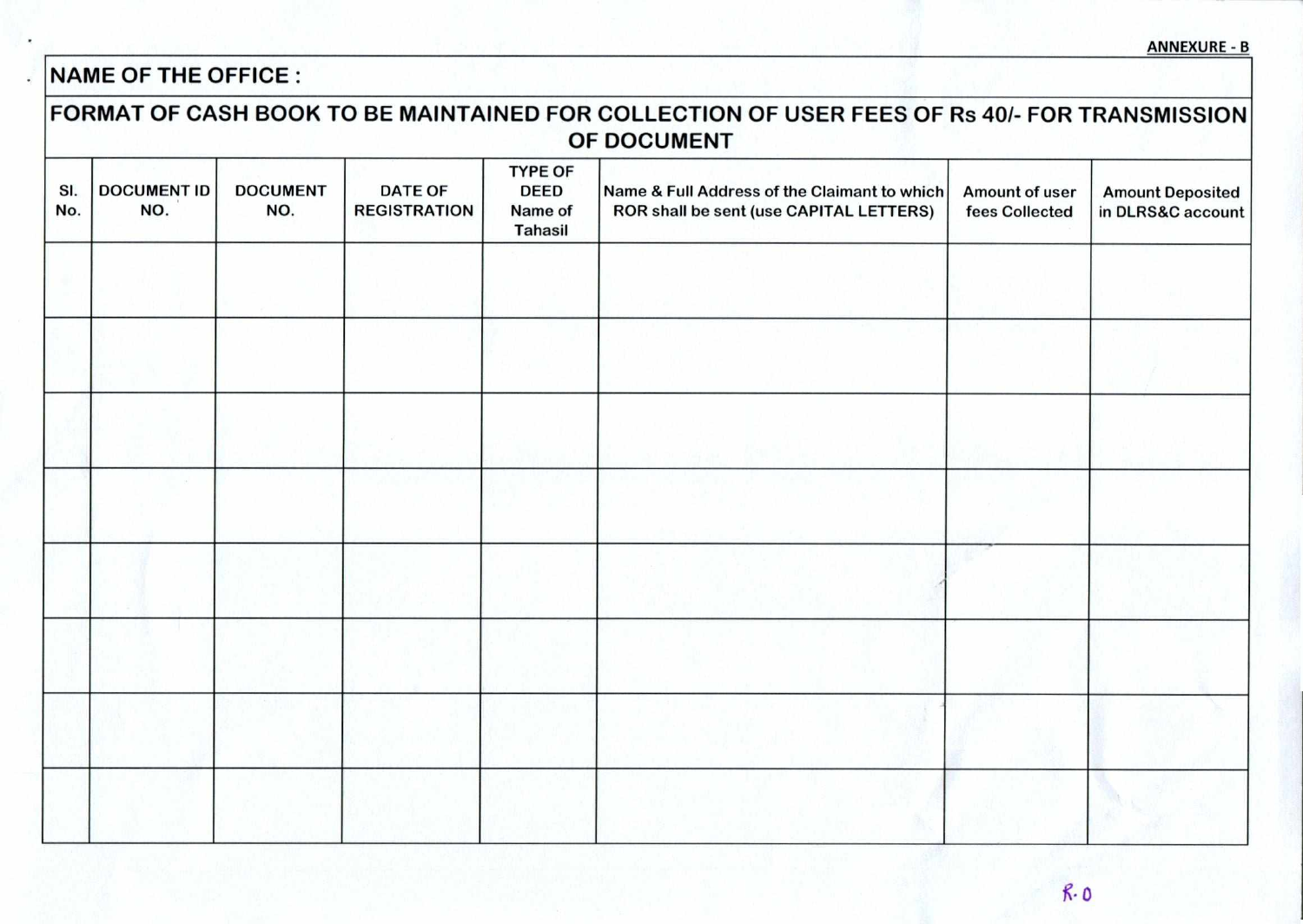ANNEXURE - B

**NAME OF THE OFFICE :**

**FORMAT OF CASH BOOK TO BE MAINTAINED FOR COLLECTION OF USER FEES OF Rs 40/- FOR TRANSMISSION OF DOCUMENT**

| Sl. No. | DOCUMENT ID NO. | DOCUMENT NO. | DATE OF REGISTRATION | TYPE OF DEED Name of Tahasil | Name & Full Address of the Claimant to which ROR shall be sent (use CAPITAL LETTERS) | Amount of user fees Collected | Amount Deposited in DLRS&C account |
|---|---|---|---|---|---|---|---|
| | | | | | | | |
| | | | | | | | |
| | | | | | | | |
| | | | | | | | |
| | | | | | | | |
| | | | | | | | |
| | | | | | | | |
| | | | | | | | |

R.O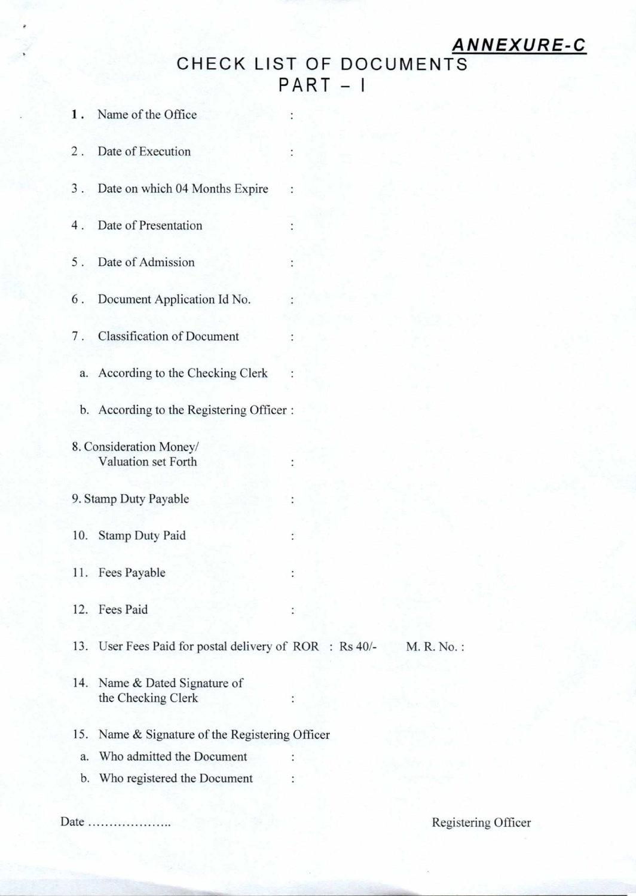**_ANNEXURE-C_**

# CHECK LIST OF DOCUMENTS
## PART – I

1. Name of the Office :

2. Date of Execution :

3. Date on which 04 Months Expire :

4. Date of Presentation :

5. Date of Admission :

6. Document Application Id No. :

7. Classification of Document :

   a. According to the Checking Clerk :

   b. According to the Registering Officer :

8. Consideration Money/ Valuation set Forth :

9. Stamp Duty Payable :

10. Stamp Duty Paid :

11. Fees Payable :

12. Fees Paid :

13. User Fees Paid for postal delivery of ROR : Rs 40/- M. R. No. :

14. Name & Dated Signature of the Checking Clerk :

15. Name & Signature of the Registering Officer

    a. Who admitted the Document :

    b. Who registered the Document :

Date ………………..

Registering Officer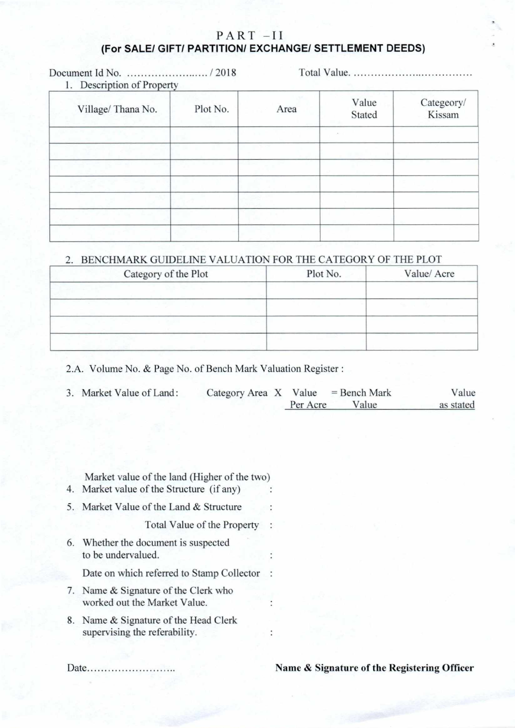# PART – II

## (For SALE/ GIFT/ PARTITION/ EXCHANGE/ SETTLEMENT DEEDS)

Document Id No. ………………..…. / 2018 Total Value. ………………..…………

1. Description of Property

| Village/ Thana No. | Plot No. | Area | Value Stated | Categeory/ Kissam |
|---|---|---|---|---|
| | | | | |
| | | | | |
| | | | | |
| | | | | |
| | | | | |
| | | | | |
| | | | | |

2. BENCHMARK GUIDELINE VALUATION FOR THE CATEGORY OF THE PLOT

| Category of the Plot | Plot No. | Value/ Acre |
|---|---|---|
| | | |
| | | |
| | | |
| | | |

2.A. Volume No. & Page No. of Bench Mark Valuation Register :

3. Market Value of Land: Category Area X Value Per Acre = Bench Mark Value Value as stated

Market value of the land (Higher of the two)

4. Market value of the Structure (if any) :
5. Market Value of the Land & Structure :

Total Value of the Property :

6. Whether the document is suspected to be undervalued. :

Date on which referred to Stamp Collector :

7. Name & Signature of the Clerk who worked out the Market Value. :
8. Name & Signature of the Head Clerk supervising the referability. :

Date……………………..

**Name & Signature of the Registering Officer**